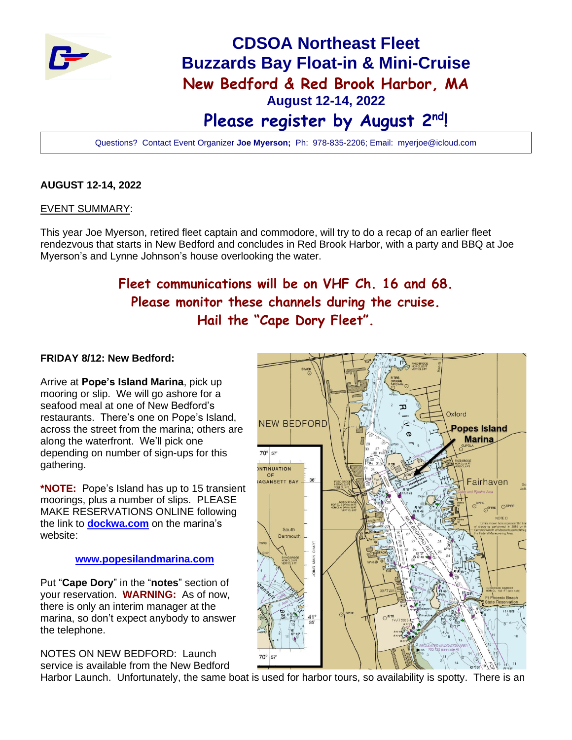# CDSOA Northeast Fleet
# Buzzards Bay Float-in & Mini-Cruise
## New Bedford & Red Brook Harbor, MA
### August 12-14, 2022
## Please register by August 2nd!

Questions? Contact Event Organizer **Joe Myerson;** Ph: 978-835-2206; Email: myerjoe@icloud.com

**AUGUST 12-14, 2022**

EVENT SUMMARY:

This year Joe Myerson, retired fleet captain and commodore, will try to do a recap of an earlier fleet rendezvous that starts in New Bedford and concludes in Red Brook Harbor, with a party and BBQ at Joe Myerson's and Lynne Johnson's house overlooking the water.

**Fleet communications will be on VHF Ch. 16 and 68.**
**Please monitor these channels during the cruise.**
**Hail the "Cape Dory Fleet".**

**FRIDAY 8/12: New Bedford:**

Arrive at **Pope's Island Marina**, pick up mooring or slip. We will go ashore for a seafood meal at one of New Bedford's restaurants. There's one on Pope's Island, across the street from the marina; others are along the waterfront. We'll pick one depending on number of sign-ups for this gathering.

***NOTE:** Pope's Island has up to 15 transient moorings, plus a number of slips. PLEASE MAKE RESERVATIONS ONLINE following the link to **dockwa.com** on the marina's website:

**www.popesislandmarina.com**

Put "**Cape Dory**" in the "**notes**" section of your reservation. **WARNING:** As of now, there is only an interim manager at the marina, so don't expect anybody to answer the telephone.

NOTES ON NEW BEDFORD: Launch service is available from the New Bedford Harbor Launch. Unfortunately, the same boat is used for harbor tours, so availability is spotty. There is an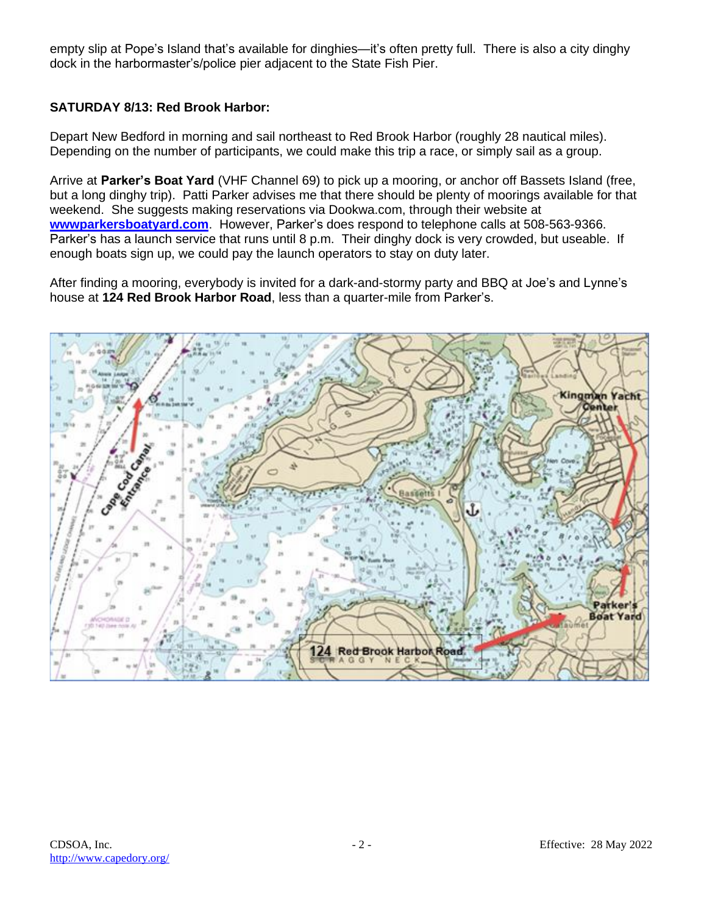empty slip at Pope's Island that's available for dinghies—it's often pretty full. There is also a city dinghy dock in the harbormaster's/police pier adjacent to the State Fish Pier.

## SATURDAY 8/13: Red Brook Harbor:

Depart New Bedford in morning and sail northeast to Red Brook Harbor (roughly 28 nautical miles). Depending on the number of participants, we could make this trip a race, or simply sail as a group.

Arrive at **Parker's Boat Yard** (VHF Channel 69) to pick up a mooring, or anchor off Bassets Island (free, but a long dinghy trip). Patti Parker advises me that there should be plenty of moorings available for that weekend. She suggests making reservations via Dookwa.com, through their website at **wwwparkersboatyard.com**. However, Parker's does respond to telephone calls at 508-563-9366. Parker's has a launch service that runs until 8 p.m. Their dinghy dock is very crowded, but useable. If enough boats sign up, we could pay the launch operators to stay on duty later.

After finding a mooring, everybody is invited for a dark-and-stormy party and BBQ at Joe's and Lynne's house at **124 Red Brook Harbor Road**, less than a quarter-mile from Parker's.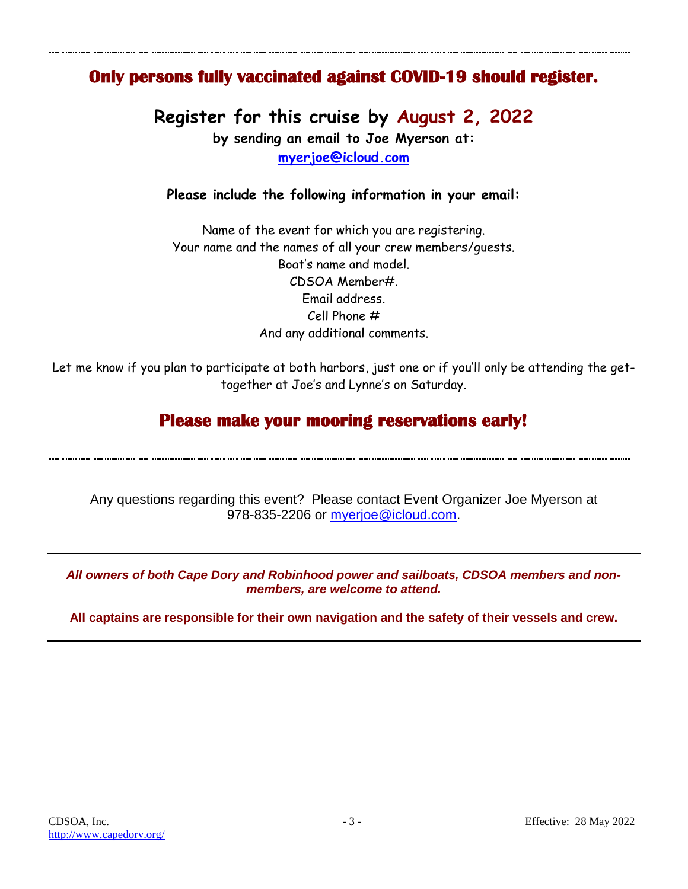---

## Only persons fully vaccinated against COVID-19 should register.

## Register for this cruise by August 2, 2022

**by sending an email to Joe Myerson at:**
**[myerjoe@icloud.com](mailto:myerjoe@icloud.com)**

**Please include the following information in your email:**

Name of the event for which you are registering.
Your name and the names of all your crew members/guests.
Boat's name and model.
CDSOA Member#.
Email address.
Cell Phone #
And any additional comments.

Let me know if you plan to participate at both harbors, just one or if you'll only be attending the get-together at Joe's and Lynne's on Saturday.

## Please make your mooring reservations early!

---

Any questions regarding this event? Please contact Event Organizer Joe Myerson at 978-835-2206 or [myerjoe@icloud.com](mailto:myerjoe@icloud.com).

---

***All owners of both Cape Dory and Robinhood power and sailboats, CDSOA members and non-members, are welcome to attend.***

**All captains are responsible for their own navigation and the safety of their vessels and crew.**

---

CDSOA, Inc.
[http://www.capedory.org/](http://www.capedory.org/)

Effective: 28 May 2022